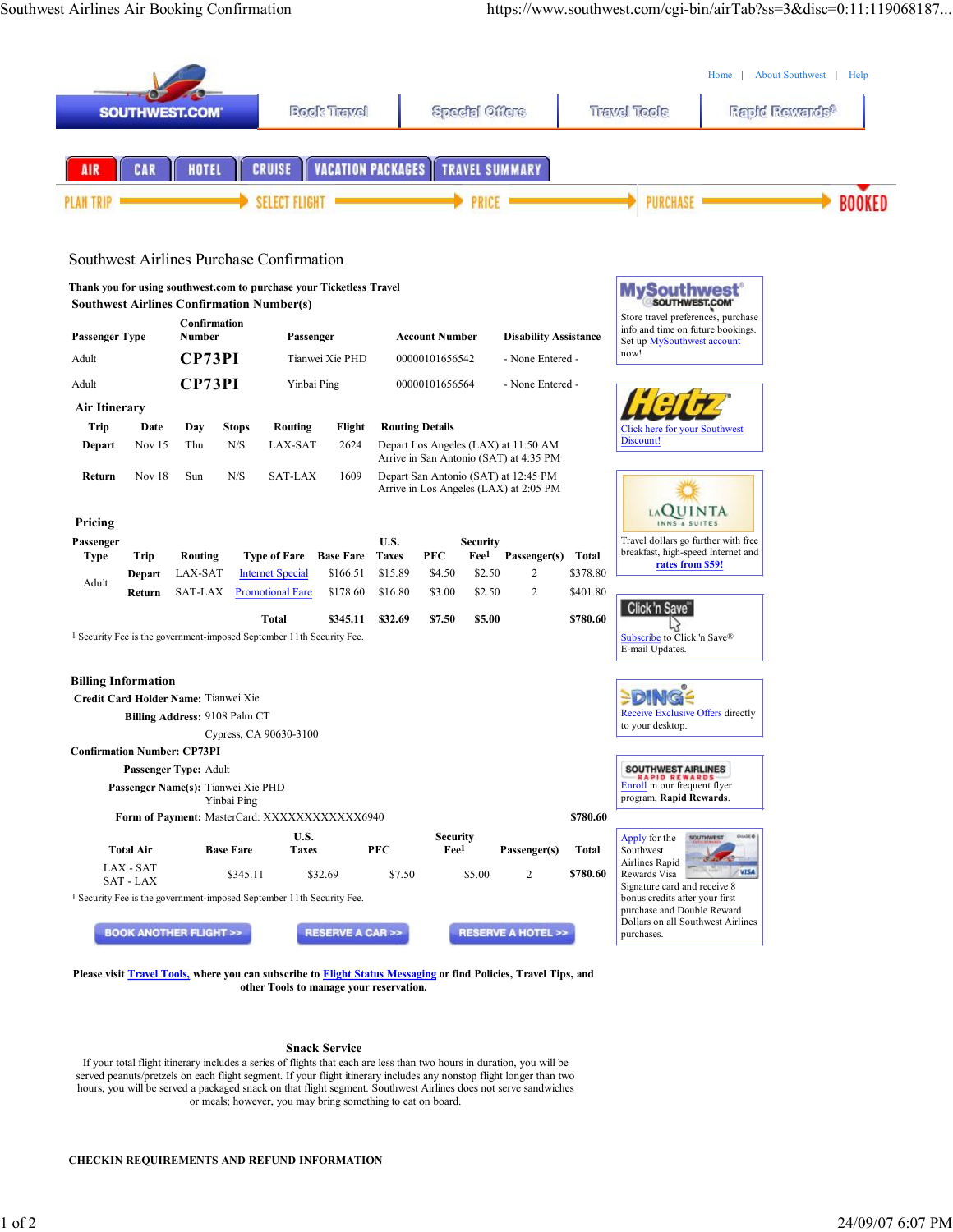Home | About Southwest | Help

Book Travel | Special Offers | Travel Tools | Rapid Rewards®

AIR | CAR | HOTEL | CRUISE | VACATION PACKAGES | TRAVEL SUMMARY

PLAN TRIP → SELECT FLIGHT → PRICE → PURCHASE → BOOKED

# Southwest Airlines Purchase Confirmation

**Thank you for using southwest.com to purchase your Ticketless Travel**

**Southwest Airlines Confirmation Number(s)**

| Passenger Type | Confirmation Number | Passenger | Account Number | Disability Assistance |
|---|---|---|---|---|
| Adult | **CP73PI** | Tianwei Xie PHD | 00000101656542 | - None Entered - |
| Adult | **CP73PI** | Yinbai Ping | 00000101656564 | - None Entered - |

**Air Itinerary**

| Trip | Date | Day | Stops | Routing | Flight | Routing Details |
|---|---|---|---|---|---|---|
| **Depart** | Nov 15 | Thu | N/S | LAX-SAT | 2624 | Depart Los Angeles (LAX) at 11:50 AM<br>Arrive in San Antonio (SAT) at 4:35 PM |
| **Return** | Nov 18 | Sun | N/S | SAT-LAX | 1609 | Depart San Antonio (SAT) at 12:45 PM<br>Arrive in Los Angeles (LAX) at 2:05 PM |

**Pricing**

| Passenger Type | Trip | Routing | Type of Fare | Base Fare | U.S. Taxes | PFC | Security Fee[1] | Passenger(s) | Total |
|---|---|---|---|---|---|---|---|---|---|
| Adult | **Depart** | LAX-SAT | Internet Special | $166.51 | $15.89 | $4.50 | $2.50 | 2 | $378.80 |
| | **Return** | SAT-LAX | Promotional Fare | $178.60 | $16.80 | $3.00 | $2.50 | 2 | $401.80 |
| | | | **Total** | **$345.11** | **$32.69** | **$7.50** | **$5.00** | | **$780.60** |

[1] Security Fee is the government-imposed September 11th Security Fee.

**Billing Information**

**Credit Card Holder Name:** Tianwei Xie

**Billing Address:** 9108 Palm CT
Cypress, CA 90630-3100

**Confirmation Number: CP73PI**

**Passenger Type:** Adult

**Passenger Name(s):** Tianwei Xie PHD
Yinbai Ping

**Form of Payment:** MasterCard: XXXXXXXXXXXX6940 **$780.60**

| Total Air | Base Fare | U.S. Taxes | PFC | Security Fee[1] | Passenger(s) | Total |
|---|---|---|---|---|---|---|
| LAX - SAT<br>SAT - LAX | $345.11 | $32.69 | $7.50 | $5.00 | 2 | **$780.60** |

[1] Security Fee is the government-imposed September 11th Security Fee.

BOOK ANOTHER FLIGHT >> | RESERVE A CAR >> | RESERVE A HOTEL >>

**Please visit Travel Tools, where you can subscribe to Flight Status Messaging or find Policies, Travel Tips, and other Tools to manage your reservation.**

MySouthwest SOUTHWEST.COM — Store travel preferences, purchase info and time on future bookings. Set up MySouthwest account now!

Hertz — Click here for your Southwest Discount!

LA QUINTA INNS & SUITES — Travel dollars go further with free breakfast, high-speed Internet and **rates from $59!**

Click 'n Save — Subscribe to Click 'n Save® E-mail Updates.

DING! — Receive Exclusive Offers directly to your desktop.

SOUTHWEST AIRLINES RAPID REWARDS — Enroll in our frequent flyer program, **Rapid Rewards**.

Apply for the Southwest Airlines Rapid Rewards Visa Signature card and receive 8 bonus credits after your first purchase and Double Reward Dollars on all Southwest Airlines purchases.

## Snack Service

If your total flight itinerary includes a series of flights that each are less than two hours in duration, you will be served peanuts/pretzels on each flight segment. If your flight itinerary includes any nonstop flight longer than two hours, you will be served a packaged snack on that flight segment. Southwest Airlines does not serve sandwiches or meals; however, you may bring something to eat on board.

**CHECKIN REQUIREMENTS AND REFUND INFORMATION**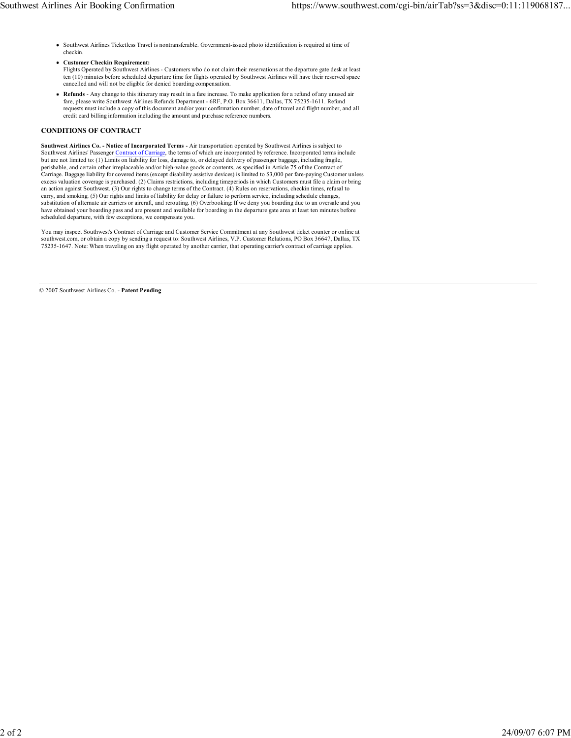- Southwest Airlines Ticketless Travel is nontransferable. Government-issued photo identification is required at time of checkin.
- **Customer Checkin Requirement:**
  Flights Operated by Southwest Airlines - Customers who do not claim their reservations at the departure gate desk at least ten (10) minutes before scheduled departure time for flights operated by Southwest Airlines will have their reserved space cancelled and will not be eligible for denied boarding compensation.
- **Refunds** - Any change to this itinerary may result in a fare increase. To make application for a refund of any unused air fare, please write Southwest Airlines Refunds Department - 6RF, P.O. Box 36611, Dallas, TX 75235-1611. Refund requests must include a copy of this document and/or your confirmation number, date of travel and flight number, and all credit card billing information including the amount and purchase reference numbers.

## CONDITIONS OF CONTRACT

**Southwest Airlines Co. - Notice of Incorporated Terms** - Air transportation operated by Southwest Airlines is subject to Southwest Airlines' Passenger Contract of Carriage, the terms of which are incorporated by reference. Incorporated terms include but are not limited to: (1) Limits on liability for loss, damage to, or delayed delivery of passenger baggage, including fragile, perishable, and certain other irreplaceable and/or high-value goods or contents, as specified in Article 75 of the Contract of Carriage. Baggage liability for covered items (except disability assistive devices) is limited to $3,000 per fare-paying Customer unless excess valuation coverage is purchased. (2) Claims restrictions, including timeperiods in which Customers must file a claim or bring an action against Southwest. (3) Our rights to change terms of the Contract. (4) Rules on reservations, checkin times, refusal to carry, and smoking. (5) Our rights and limits of liability for delay or failure to perform service, including schedule changes, substitution of alternate air carriers or aircraft, and rerouting. (6) Overbooking: If we deny you boarding due to an oversale and you have obtained your boarding pass and are present and available for boarding in the departure gate area at least ten minutes before scheduled departure, with few exceptions, we compensate you.

You may inspect Southwest's Contract of Carriage and Customer Service Commitment at any Southwest ticket counter or online at southwest.com, or obtain a copy by sending a request to: Southwest Airlines, V.P. Customer Relations, PO Box 36647, Dallas, TX 75235-1647. Note: When traveling on any flight operated by another carrier, that operating carrier's contract of carriage applies.

---

© 2007 Southwest Airlines Co. - **Patent Pending**